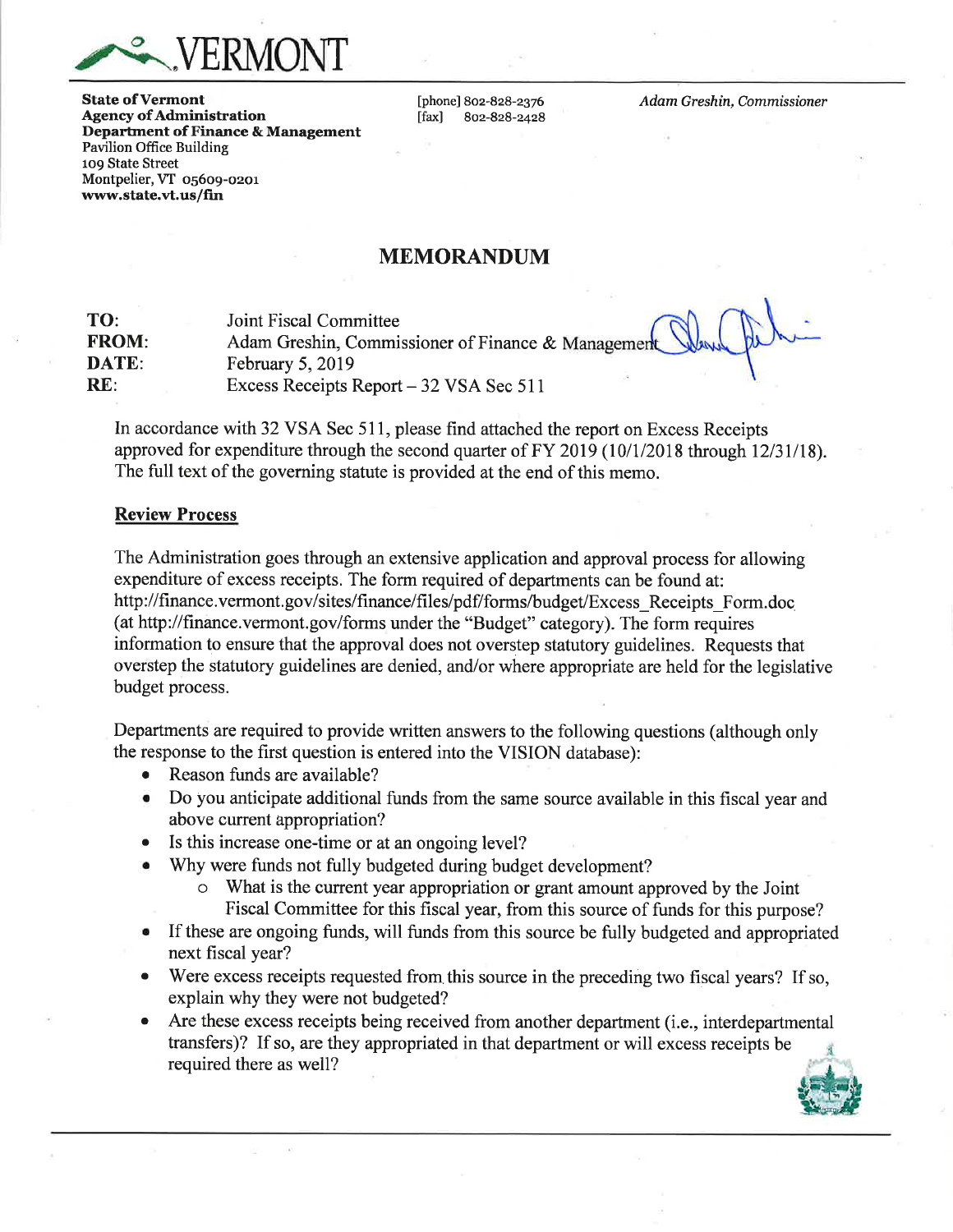# VERMONT

**State of Vermont**
**Agency of Administration**
**Department of Finance & Management**
Pavilion Office Building
109 State Street
Montpelier, VT 05609-0201
**www.state.vt.us/fin**

[phone] 802-828-2376
[fax] 802-828-2428

*Adam Greshin, Commissioner*

## MEMORANDUM

**TO:** Joint Fiscal Committee
**FROM:** Adam Greshin, Commissioner of Finance & Management
**DATE:** February 5, 2019
**RE:** Excess Receipts Report – 32 VSA Sec 511

In accordance with 32 VSA Sec 511, please find attached the report on Excess Receipts approved for expenditure through the second quarter of FY 2019 (10/1/2018 through 12/31/18). The full text of the governing statute is provided at the end of this memo.

### Review Process

The Administration goes through an extensive application and approval process for allowing expenditure of excess receipts. The form required of departments can be found at: http://finance.vermont.gov/sites/finance/files/pdf/forms/budget/Excess_Receipts_Form.doc (at http://finance.vermont.gov/forms under the "Budget" category). The form requires information to ensure that the approval does not overstep statutory guidelines. Requests that overstep the statutory guidelines are denied, and/or where appropriate are held for the legislative budget process.

Departments are required to provide written answers to the following questions (although only the response to the first question is entered into the VISION database):

- Reason funds are available?
- Do you anticipate additional funds from the same source available in this fiscal year and above current appropriation?
- Is this increase one-time or at an ongoing level?
- Why were funds not fully budgeted during budget development?
  - What is the current year appropriation or grant amount approved by the Joint Fiscal Committee for this fiscal year, from this source of funds for this purpose?
- If these are ongoing funds, will funds from this source be fully budgeted and appropriated next fiscal year?
- Were excess receipts requested from this source in the preceding two fiscal years? If so, explain why they were not budgeted?
- Are these excess receipts being received from another department (i.e., interdepartmental transfers)? If so, are they appropriated in that department or will excess receipts be required there as well?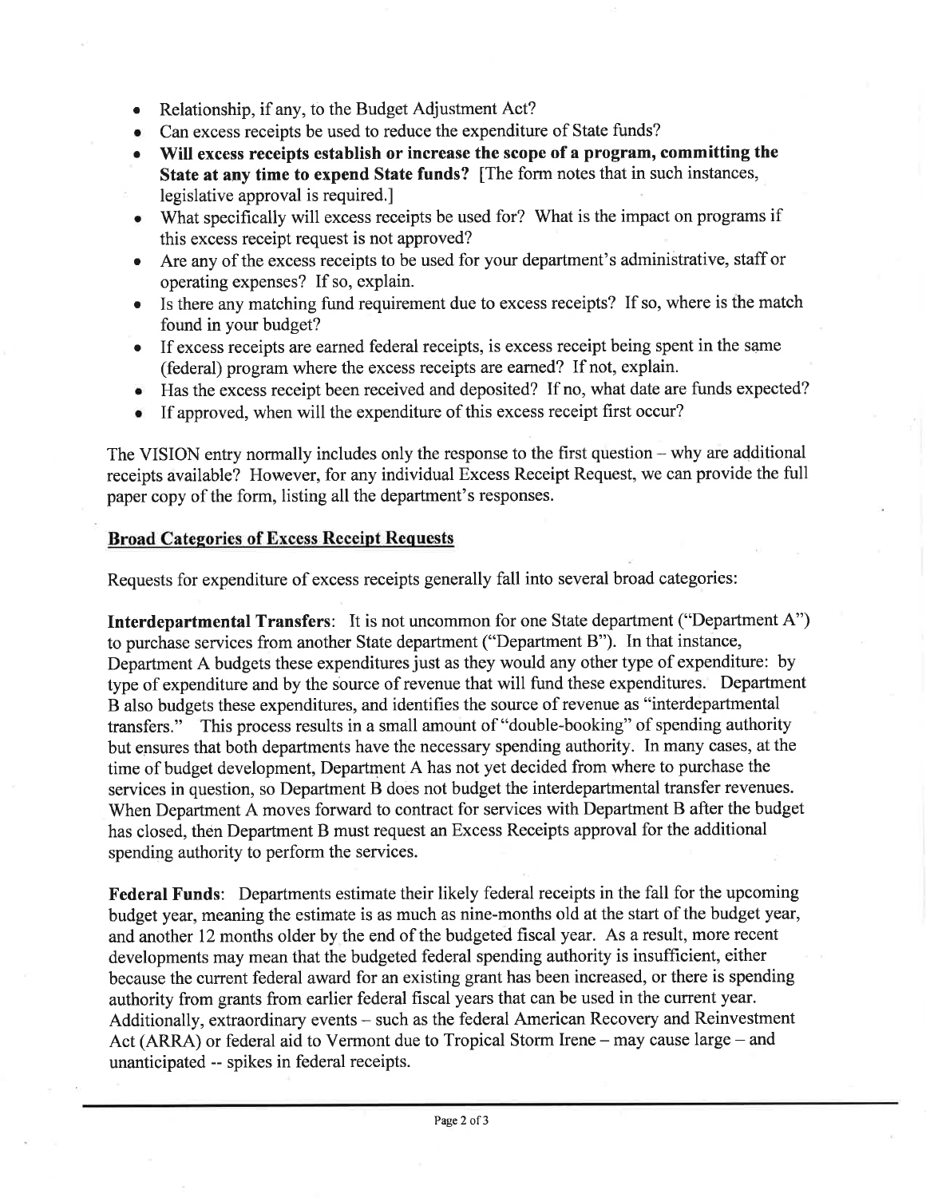- Relationship, if any, to the Budget Adjustment Act?
- Can excess receipts be used to reduce the expenditure of State funds?
- **Will excess receipts establish or increase the scope of a program, committing the State at any time to expend State funds?** [The form notes that in such instances, legislative approval is required.]
- What specifically will excess receipts be used for? What is the impact on programs if this excess receipt request is not approved?
- Are any of the excess receipts to be used for your department's administrative, staff or operating expenses? If so, explain.
- Is there any matching fund requirement due to excess receipts? If so, where is the match found in your budget?
- If excess receipts are earned federal receipts, is excess receipt being spent in the same (federal) program where the excess receipts are earned? If not, explain.
- Has the excess receipt been received and deposited? If no, what date are funds expected?
- If approved, when will the expenditure of this excess receipt first occur?

The VISION entry normally includes only the response to the first question – why are additional receipts available? However, for any individual Excess Receipt Request, we can provide the full paper copy of the form, listing all the department's responses.

## Broad Categories of Excess Receipt Requests

Requests for expenditure of excess receipts generally fall into several broad categories:

**Interdepartmental Transfers**: It is not uncommon for one State department ("Department A") to purchase services from another State department ("Department B"). In that instance, Department A budgets these expenditures just as they would any other type of expenditure: by type of expenditure and by the source of revenue that will fund these expenditures. Department B also budgets these expenditures, and identifies the source of revenue as "interdepartmental transfers." This process results in a small amount of "double-booking" of spending authority but ensures that both departments have the necessary spending authority. In many cases, at the time of budget development, Department A has not yet decided from where to purchase the services in question, so Department B does not budget the interdepartmental transfer revenues. When Department A moves forward to contract for services with Department B after the budget has closed, then Department B must request an Excess Receipts approval for the additional spending authority to perform the services.

**Federal Funds**: Departments estimate their likely federal receipts in the fall for the upcoming budget year, meaning the estimate is as much as nine-months old at the start of the budget year, and another 12 months older by the end of the budgeted fiscal year. As a result, more recent developments may mean that the budgeted federal spending authority is insufficient, either because the current federal award for an existing grant has been increased, or there is spending authority from grants from earlier federal fiscal years that can be used in the current year. Additionally, extraordinary events – such as the federal American Recovery and Reinvestment Act (ARRA) or federal aid to Vermont due to Tropical Storm Irene – may cause large – and unanticipated -- spikes in federal receipts.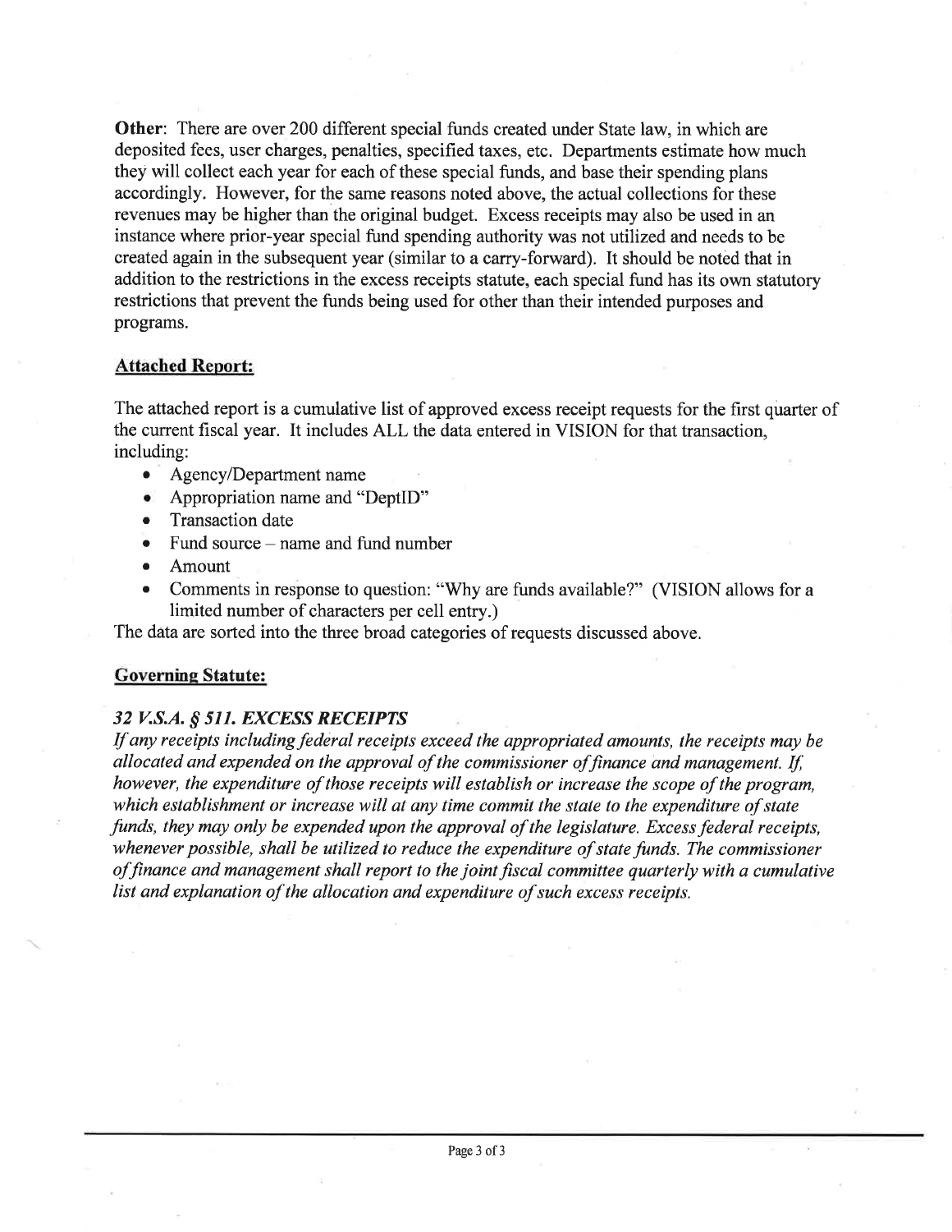**Other**: There are over 200 different special funds created under State law, in which are deposited fees, user charges, penalties, specified taxes, etc. Departments estimate how much they will collect each year for each of these special funds, and base their spending plans accordingly. However, for the same reasons noted above, the actual collections for these revenues may be higher than the original budget. Excess receipts may also be used in an instance where prior-year special fund spending authority was not utilized and needs to be created again in the subsequent year (similar to a carry-forward). It should be noted that in addition to the restrictions in the excess receipts statute, each special fund has its own statutory restrictions that prevent the funds being used for other than their intended purposes and programs.

**Attached Report:**

The attached report is a cumulative list of approved excess receipt requests for the first quarter of the current fiscal year. It includes ALL the data entered in VISION for that transaction, including:

- Agency/Department name
- Appropriation name and "DeptID"
- Transaction date
- Fund source – name and fund number
- Amount
- Comments in response to question: "Why are funds available?" (VISION allows for a limited number of characters per cell entry.)

The data are sorted into the three broad categories of requests discussed above.

**Governing Statute:**

***32 V.S.A. § 511. EXCESS RECEIPTS***

*If any receipts including federal receipts exceed the appropriated amounts, the receipts may be allocated and expended on the approval of the commissioner of finance and management. If, however, the expenditure of those receipts will establish or increase the scope of the program, which establishment or increase will at any time commit the state to the expenditure of state funds, they may only be expended upon the approval of the legislature. Excess federal receipts, whenever possible, shall be utilized to reduce the expenditure of state funds. The commissioner of finance and management shall report to the joint fiscal committee quarterly with a cumulative list and explanation of the allocation and expenditure of such excess receipts.*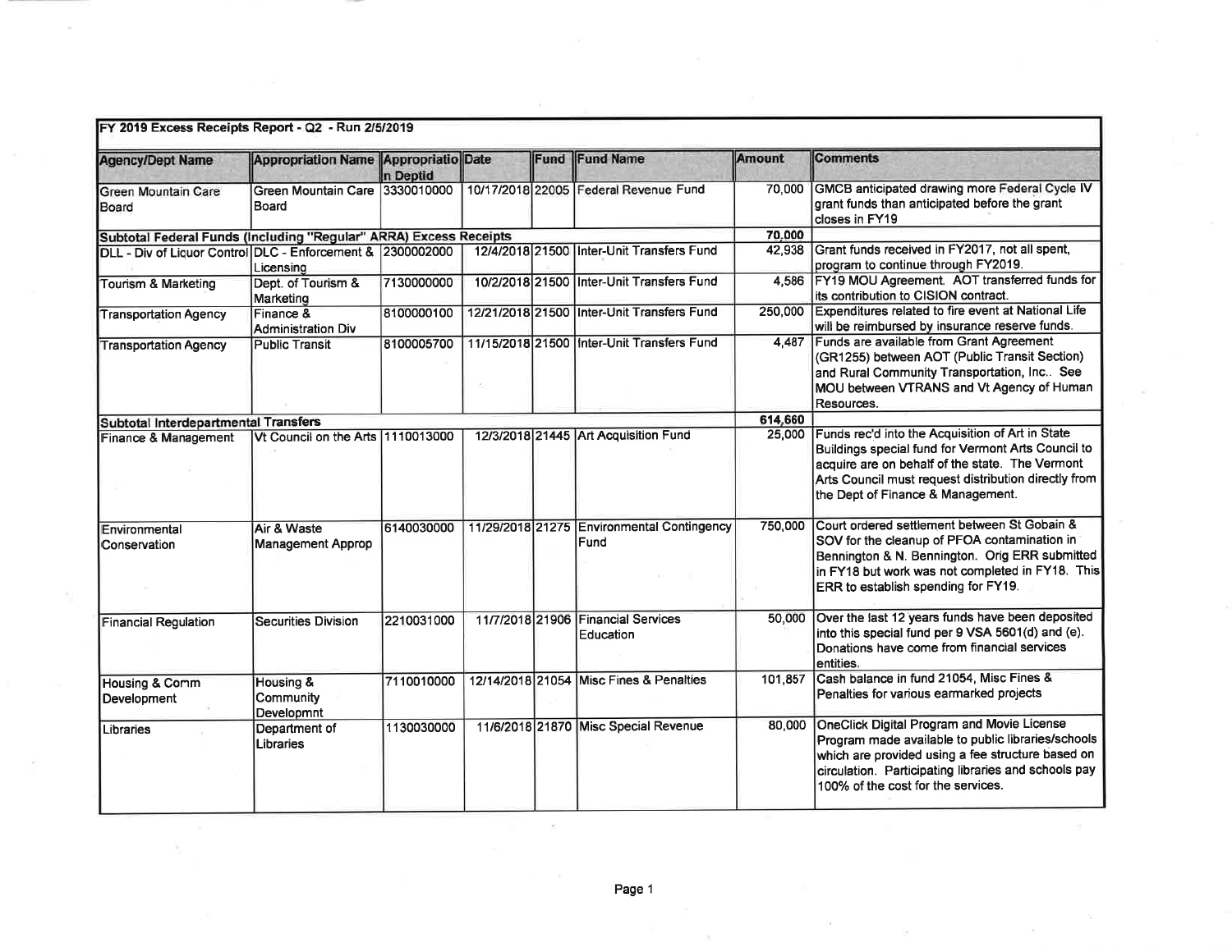**FY 2019 Excess Receipts Report - Q2 - Run 2/5/2019**

| Agency/Dept Name | Appropriation Name | Appropriation Deptid | Date | Fund | Fund Name | Amount | Comments |
|---|---|---|---|---|---|---|---|
| Green Mountain Care Board | Green Mountain Care Board | 3330010000 | 10/17/2018 | 22005 | Federal Revenue Fund | 70,000 | GMCB anticipated drawing more Federal Cycle IV grant funds than anticipated before the grant closes in FY19 |
| **Subtotal Federal Funds (Including "Regular" ARRA) Excess Receipts** | | | | | | **70,000** | |
| DLL - Div of Liquor Control | DLC - Enforcement & Licensing | 2300002000 | 12/4/2018 | 21500 | Inter-Unit Transfers Fund | 42,938 | Grant funds received in FY2017, not all spent, program to continue through FY2019. |
| Tourism & Marketing | Dept. of Tourism & Marketing | 7130000000 | 10/2/2018 | 21500 | Inter-Unit Transfers Fund | 4,586 | FY19 MOU Agreement. AOT transferred funds for its contribution to CISION contract. |
| Transportation Agency | Finance & Administration Div | 8100000100 | 12/21/2018 | 21500 | Inter-Unit Transfers Fund | 250,000 | Expenditures related to fire event at National Life will be reimbursed by insurance reserve funds. |
| Transportation Agency | Public Transit | 8100005700 | 11/15/2018 | 21500 | Inter-Unit Transfers Fund | 4,487 | Funds are available from Grant Agreement (GR1255) between AOT (Public Transit Section) and Rural Community Transportation, Inc.. See MOU between VTRANS and Vt Agency of Human Resources. |
| **Subtotal Interdepartmental Transfers** | | | | | | **614,660** | |
| Finance & Management | Vt Council on the Arts | 1110013000 | 12/3/2018 | 21445 | Art Acquisition Fund | 25,000 | Funds rec'd into the Acquisition of Art in State Buildings special fund for Vermont Arts Council to acquire are on behalf of the state. The Vermont Arts Council must request distribution directly from the Dept of Finance & Management. |
| Environmental Conservation | Air & Waste Management Approp | 6140030000 | 11/29/2018 | 21275 | Environmental Contingency Fund | 750,000 | Court ordered settlement between St Gobain & SOV for the cleanup of PFOA contamination in Bennington & N. Bennington. Orig ERR submitted in FY18 but work was not completed in FY18. This ERR to establish spending for FY19. |
| Financial Regulation | Securities Division | 2210031000 | 11/7/2018 | 21906 | Financial Services Education | 50,000 | Over the last 12 years funds have been deposited into this special fund per 9 VSA 5601(d) and (e). Donations have come from financial services entities. |
| Housing & Comm Development | Housing & Community Developmnt | 7110010000 | 12/14/2018 | 21054 | Misc Fines & Penalties | 101,857 | Cash balance in fund 21054, Misc Fines & Penalties for various earmarked projects |
| Libraries | Department of Libraries | 1130030000 | 11/6/2018 | 21870 | Misc Special Revenue | 80,000 | OneClick Digital Program and Movie License Program made available to public libraries/schools which are provided using a fee structure based on circulation. Participating libraries and schools pay 100% of the cost for the services. |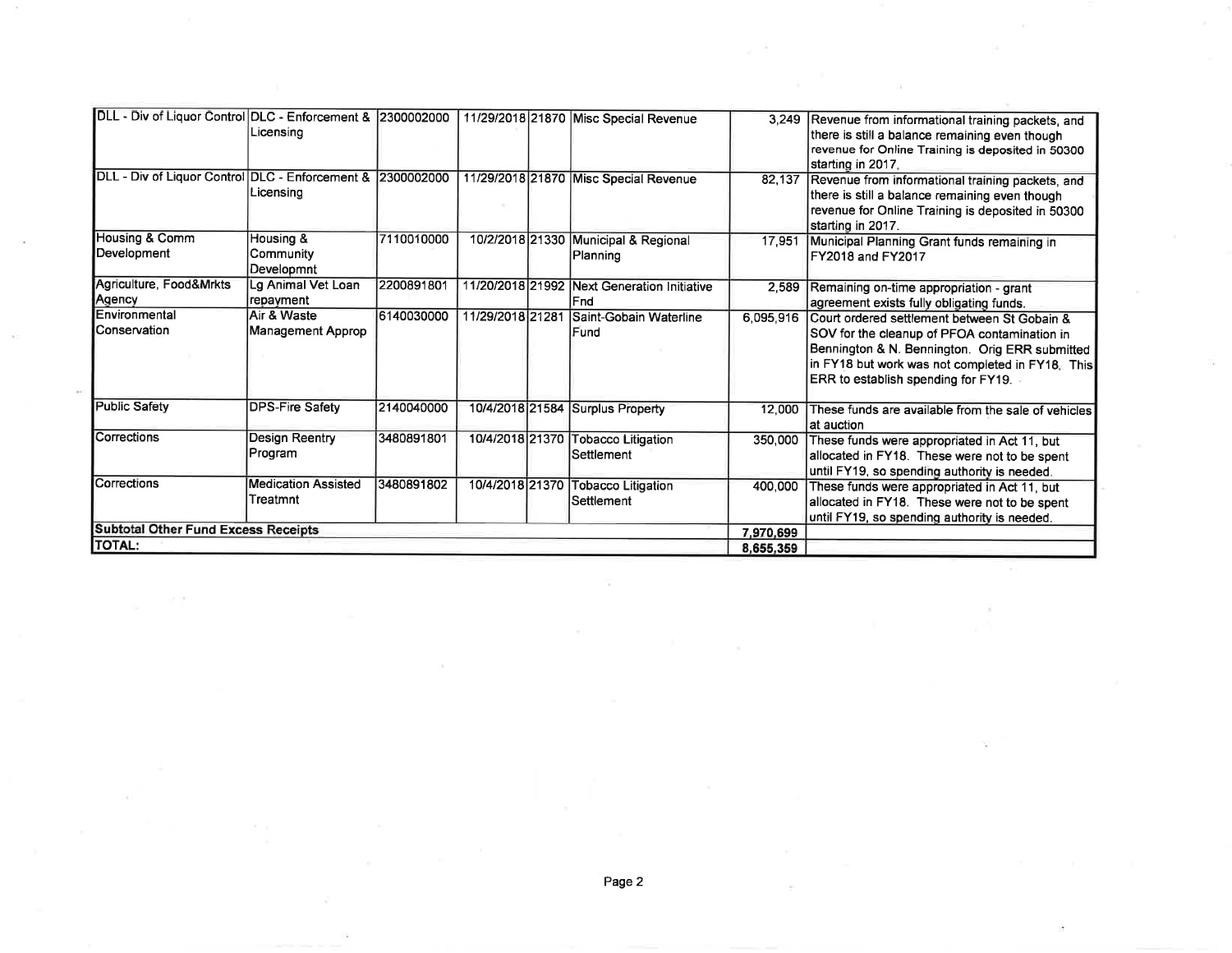| | | | | | | | |
|---|---|---|---|---|---|---|---|
| DLL - Div of Liquor Control | DLC - Enforcement & Licensing | 2300002000 | 11/29/2018 | 21870 | Misc Special Revenue | 3,249 | Revenue from informational training packets, and there is still a balance remaining even though revenue for Online Training is deposited in 50300 starting in 2017. |
| DLL - Div of Liquor Control | DLC - Enforcement & Licensing | 2300002000 | 11/29/2018 | 21870 | Misc Special Revenue | 82,137 | Revenue from informational training packets, and there is still a balance remaining even though revenue for Online Training is deposited in 50300 starting in 2017. |
| Housing & Comm Development | Housing & Community Developmnt | 7110010000 | 10/2/2018 | 21330 | Municipal & Regional Planning | 17,951 | Municipal Planning Grant funds remaining in FY2018 and FY2017 |
| Agriculture, Food&Mrkts Agency | Lg Animal Vet Loan repayment | 2200891801 | 11/20/2018 | 21992 | Next Generation Initiative Fnd | 2,589 | Remaining on-time appropriation - grant agreement exists fully obligating funds. |
| Environmental Conservation | Air & Waste Management Approp | 6140030000 | 11/29/2018 | 21281 | Saint-Gobain Waterline Fund | 6,095,916 | Court ordered settlement between St Gobain & SOV for the cleanup of PFOA contamination in Bennington & N. Bennington. Orig ERR submitted in FY18 but work was not completed in FY18. This ERR to establish spending for FY19. |
| Public Safety | DPS-Fire Safety | 2140040000 | 10/4/2018 | 21584 | Surplus Property | 12,000 | These funds are available from the sale of vehicles at auction |
| Corrections | Design Reentry Program | 3480891801 | 10/4/2018 | 21370 | Tobacco Litigation Settlement | 350,000 | These funds were appropriated in Act 11, but allocated in FY18. These were not to be spent until FY19, so spending authority is needed. |
| Corrections | Medication Assisted Treatmnt | 3480891802 | 10/4/2018 | 21370 | Tobacco Litigation Settlement | 400,000 | These funds were appropriated in Act 11, but allocated in FY18. These were not to be spent until FY19, so spending authority is needed. |
| **Subtotal Other Fund Excess Receipts** | | | | | | 7,970,699 | |
| **TOTAL:** | | | | | | 8,655,359 | |